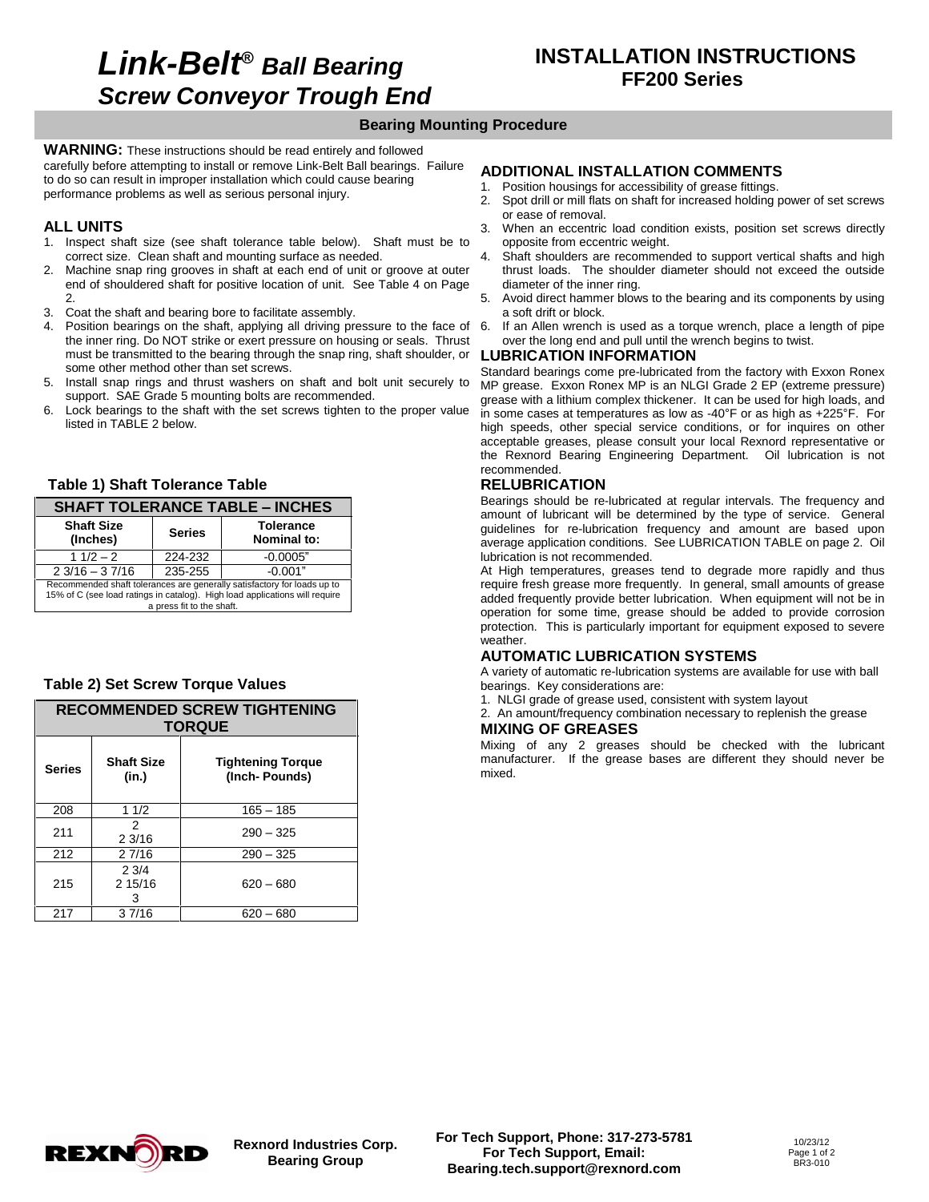# *Link-Belt® Ball Bearing Screw Conveyor Trough End*

## INSTALLATION INSTRUCTIONS
## FF200 Series

### Bearing Mounting Procedure

**WARNING:** These instructions should be read entirely and followed carefully before attempting to install or remove Link-Belt Ball bearings. Failure to do so can result in improper installation which could cause bearing performance problems as well as serious personal injury.

### ALL UNITS

1. Inspect shaft size (see shaft tolerance table below). Shaft must be to correct size. Clean shaft and mounting surface as needed.
2. Machine snap ring grooves in shaft at each end of unit or groove at outer end of shouldered shaft for positive location of unit. See Table 4 on Page 2.
3. Coat the shaft and bearing bore to facilitate assembly.
4. Position bearings on the shaft, applying all driving pressure to the face of the inner ring. Do NOT strike or exert pressure on housing or seals. Thrust must be transmitted to the bearing through the snap ring, shaft shoulder, or some other method other than set screws.
5. Install snap rings and thrust washers on shaft and bolt unit securely to support. SAE Grade 5 mounting bolts are recommended.
6. Lock bearings to the shaft with the set screws tighten to the proper value listed in TABLE 2 below.

### Table 1) Shaft Tolerance Table

| SHAFT TOLERANCE TABLE – INCHES | | |
|---|---|---|
| **Shaft Size (Inches)** | **Series** | **Tolerance Nominal to:** |
| 1 1/2 – 2 | 224-232 | -0.0005" |
| 2 3/16 – 3 7/16 | 235-255 | -0.001" |
| Recommended shaft tolerances are generally satisfactory for loads up to 15% of C (see load ratings in catalog). High load applications will require a press fit to the shaft. | | |

### Table 2) Set Screw Torque Values

| RECOMMENDED SCREW TIGHTENING TORQUE | | |
|---|---|---|
| **Series** | **Shaft Size (in.)** | **Tightening Torque (Inch- Pounds)** |
| 208 | 1 1/2 | 165 – 185 |
| 211 | 2<br>2 3/16 | 290 – 325 |
| 212 | 2 7/16 | 290 – 325 |
| 215 | 2 3/4<br>2 15/16<br>3 | 620 – 680 |
| 217 | 3 7/16 | 620 – 680 |

### ADDITIONAL INSTALLATION COMMENTS

1. Position housings for accessibility of grease fittings.
2. Spot drill or mill flats on shaft for increased holding power of set screws or ease of removal.
3. When an eccentric load condition exists, position set screws directly opposite from eccentric weight.
4. Shaft shoulders are recommended to support vertical shafts and high thrust loads. The shoulder diameter should not exceed the outside diameter of the inner ring.
5. Avoid direct hammer blows to the bearing and its components by using a soft drift or block.
6. If an Allen wrench is used as a torque wrench, place a length of pipe over the long end and pull until the wrench begins to twist.

### LUBRICATION INFORMATION

Standard bearings come pre-lubricated from the factory with Exxon Ronex MP grease. Exxon Ronex MP is an NLGI Grade 2 EP (extreme pressure) grease with a lithium complex thickener. It can be used for high loads, and in some cases at temperatures as low as -40°F or as high as +225°F. For high speeds, other special service conditions, or for inquires on other acceptable greases, please consult your local Rexnord representative or the Rexnord Bearing Engineering Department. Oil lubrication is not recommended.

### RELUBRICATION

Bearings should be re-lubricated at regular intervals. The frequency and amount of lubricant will be determined by the type of service. General guidelines for re-lubrication frequency and amount are based upon average application conditions. See LUBRICATION TABLE on page 2. Oil lubrication is not recommended.

At High temperatures, greases tend to degrade more rapidly and thus require fresh grease more frequently. In general, small amounts of grease added frequently provide better lubrication. When equipment will not be in operation for some time, grease should be added to provide corrosion protection. This is particularly important for equipment exposed to severe weather.

### AUTOMATIC LUBRICATION SYSTEMS

A variety of automatic re-lubrication systems are available for use with ball bearings. Key considerations are:

1. NLGI grade of grease used, consistent with system layout
2. An amount/frequency combination necessary to replenish the grease

### MIXING OF GREASES

Mixing of any 2 greases should be checked with the lubricant manufacturer. If the grease bases are different they should never be mixed.

**Rexnord Industries Corp. Bearing Group**

**For Tech Support, Phone: 317-273-5781**
**For Tech Support, Email: Bearing.tech.support@rexnord.com**

10/23/12
BR3-010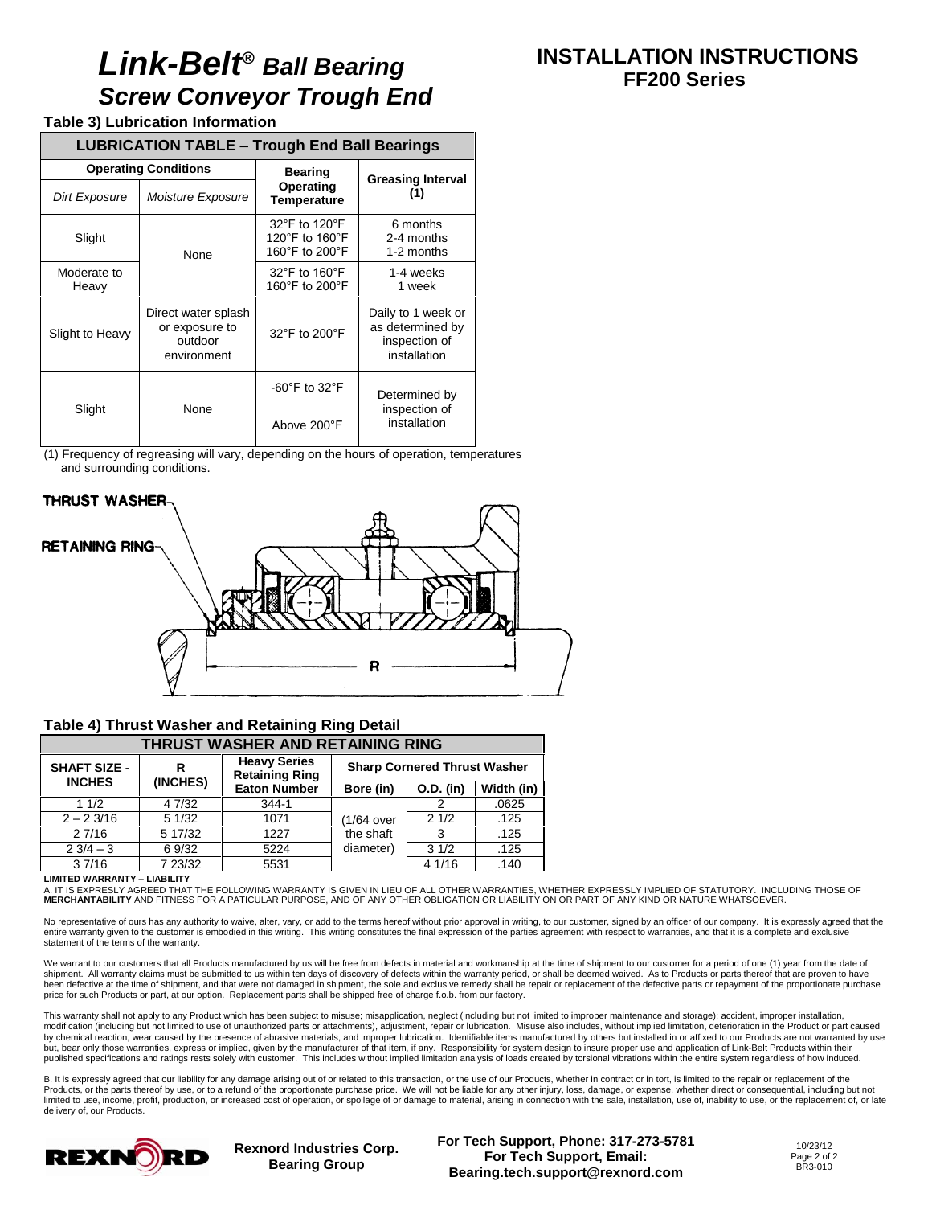# *Link-Belt® Ball Bearing Screw Conveyor Trough End*

## INSTALLATION INSTRUCTIONS
## FF200 Series

**Table 3) Lubrication Information**

| LUBRICATION TABLE – Trough End Ball Bearings | | | |
|---|---|---|---|
| Operating Conditions | | Bearing Operating Temperature | Greasing Interval (1) |
| *Dirt Exposure* | *Moisture Exposure* | | |
| Slight | None | 32°F to 120°F<br>120°F to 160°F<br>160°F to 200°F | 6 months<br>2-4 months<br>1-2 months |
| Moderate to Heavy | | 32°F to 160°F<br>160°F to 200°F | 1-4 weeks<br>1 week |
| Slight to Heavy | Direct water splash or exposure to outdoor environment | 32°F to 200°F | Daily to 1 week or as determined by inspection of installation |
| Slight | None | -60°F to 32°F | Determined by inspection of installation |
| | | Above 200°F | |

(1) Frequency of regreasing will vary, depending on the hours of operation, temperatures and surrounding conditions.

THRUST WASHER

RETAINING RING

R

**Table 4) Thrust Washer and Retaining Ring Detail**

| THRUST WASHER AND RETAINING RING | | | | | |
|---|---|---|---|---|---|
| SHAFT SIZE - INCHES | R (INCHES) | Heavy Series Retaining Ring Eaton Number | Sharp Cornered Thrust Washer | | |
| | | | Bore (in) | O.D. (in) | Width (in) |
| 1 1/2 | 4 7/32 | 344-1 | (1/64 over the shaft diameter) | 2 | .0625 |
| 2 – 2 3/16 | 5 1/32 | 1071 | | 2 1/2 | .125 |
| 2 7/16 | 5 17/32 | 1227 | | 3 | .125 |
| 2 3/4 – 3 | 6 9/32 | 5224 | | 3 1/2 | .125 |
| 3 7/16 | 7 23/32 | 5531 | | 4 1/16 | .140 |

**LIMITED WARRANTY – LIABILITY**

A. IT IS EXPRESSLY AGREED THAT THE FOLLOWING WARRANTY IS GIVEN IN LIEU OF ALL OTHER WARRANTIES, WHETHER EXPRESSLY IMPLIED OF STATUTORY. INCLUDING THOSE OF **MERCHANTABILITY** AND FITNESS FOR A PATICULAR PURPOSE, AND OF ANY OTHER OBLIGATION OR LIABILITY ON OR PART OF ANY KIND OR NATURE WHATSOEVER.

No representative of ours has any authority to waive, alter, vary, or add to the terms hereof without prior approval in writing, to our customer, signed by an officer of our company. It is expressly agreed that the entire warranty given to the customer is embodied in this writing. This writing constitutes the final expression of the parties agreement with respect to warranties, and that it is a complete and exclusive statement of the terms of the warranty.

We warrant to our customers that all Products manufactured by us will be free from defects in material and workmanship at the time of shipment to our customer for a period of one (1) year from the date of shipment. All warranty claims must be submitted to us within ten days of discovery of defects within the warranty period, or shall be deemed waived. As to Products or parts thereof that are proven to have been defective at the time of shipment, and that were not damaged in shipment, the sole and exclusive remedy shall be repair or replacement of the defective parts or repayment of the proportionate purchase price for such Products or part, at our option. Replacement parts shall be shipped free of charge f.o.b. from our factory.

This warranty shall not apply to any Product which has been subject to misuse; misapplication, neglect (including but not limited to improper maintenance and storage); accident, improper installation, modification (including but not limited to use of unauthorized parts or attachments), adjustment, repair or lubrication. Misuse also includes, without implied limitation, deterioration in the Product or part caused by chemical reaction, wear caused by the presence of abrasive materials, and improper lubrication. Identifiable items manufactured by others but installed in or affixed to our Products are not warranted by us but, bear only those warranties, express or implied, given by the manufacturer of that item, if any. Responsibility for system design to insure proper use and application of Link-Belt Products within their published specifications and ratings rests solely with customer. This includes without implied limitation analysis of loads created by torsional vibrations within the entire system regardless of how induced.

B. It is expressly agreed that our liability for any damage arising out of or related to this transaction, or the use of our Products, whether in contract or in tort, is limited to the repair or replacement of the Products, or the parts thereof by use, or to a refund of the proportionate purchase price. We will not be liable for any other injury, loss, damage, or expense, whether direct or consequential, including but not limited to use, income, profit, production, or increased cost of operation, or spoilage of or damage to material, arising in connection with the sale, installation, use of, inability to use, or the replacement of, or late delivery of, our Products.

REXNORD

**Rexnord Industries Corp.**
**Bearing Group**

**For Tech Support, Phone: 317-273-5781**
**For Tech Support, Email:**
**Bearing.tech.support@rexnord.com**

10/23/12
BR3-010